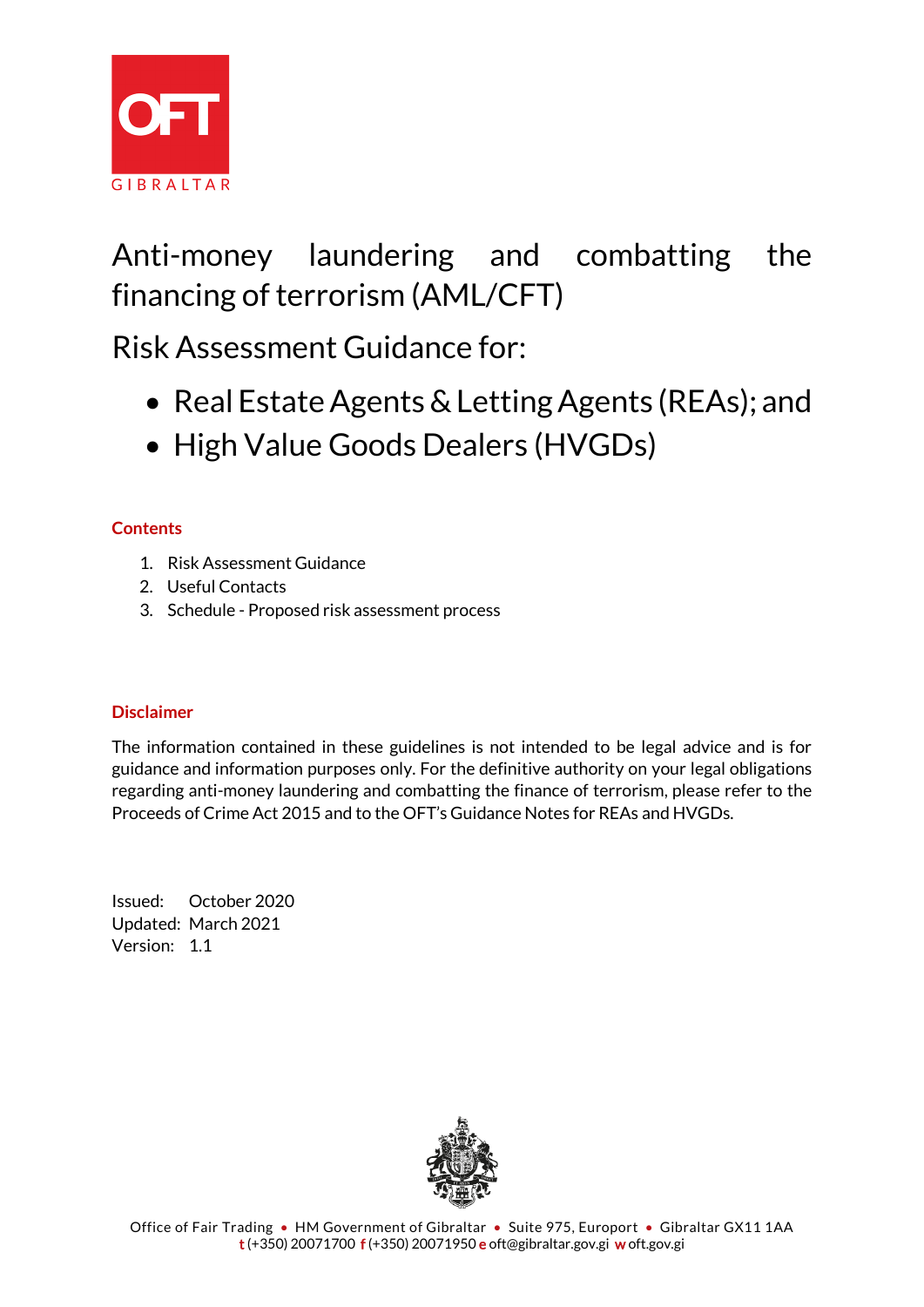OFT GIBRALTAR

# Anti-money laundering and combatting the financing of terrorism (AML/CFT)

## Risk Assessment Guidance for:

- Real Estate Agents & Letting Agents (REAs); and
- High Value Goods Dealers (HVGDs)

**Contents**

1. Risk Assessment Guidance
2. Useful Contacts
3. Schedule - Proposed risk assessment process

**Disclaimer**

The information contained in these guidelines is not intended to be legal advice and is for guidance and information purposes only. For the definitive authority on your legal obligations regarding anti-money laundering and combatting the finance of terrorism, please refer to the Proceeds of Crime Act 2015 and to the OFT's Guidance Notes for REAs and HVGDs.

Issued: October 2020
Updated: March 2021
Version: 1.1

Office of Fair Trading • HM Government of Gibraltar • Suite 975, Europort • Gibraltar GX11 1AA
t (+350) 20071700 f (+350) 20071950 e oft@gibraltar.gov.gi w oft.gov.gi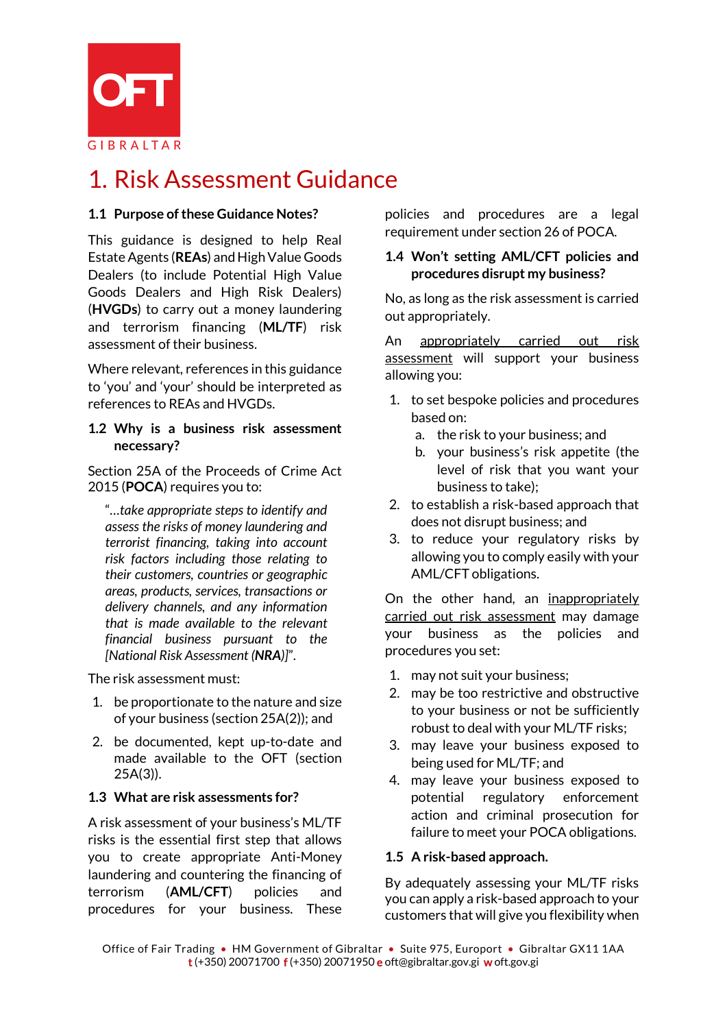# 1. Risk Assessment Guidance

## 1.1 Purpose of these Guidance Notes?

This guidance is designed to help Real Estate Agents (**REAs**) and High Value Goods Dealers (to include Potential High Value Goods Dealers and High Risk Dealers) (**HVGDs**) to carry out a money laundering and terrorism financing (**ML/TF**) risk assessment of their business.

Where relevant, references in this guidance to 'you' and 'your' should be interpreted as references to REAs and HVGDs.

## 1.2 Why is a business risk assessment necessary?

Section 25A of the Proceeds of Crime Act 2015 (**POCA**) requires you to:

> "*…take appropriate steps to identify and assess the risks of money laundering and terrorist financing, taking into account risk factors including those relating to their customers, countries or geographic areas, products, services, transactions or delivery channels, and any information that is made available to the relevant financial business pursuant to the [National Risk Assessment (**NRA**)]*".

The risk assessment must:

1. be proportionate to the nature and size of your business (section 25A(2)); and
2. be documented, kept up-to-date and made available to the OFT (section 25A(3)).

## 1.3 What are risk assessments for?

A risk assessment of your business's ML/TF risks is the essential first step that allows you to create appropriate Anti-Money laundering and countering the financing of terrorism (**AML/CFT**) policies and procedures for your business. These policies and procedures are a legal requirement under section 26 of POCA.

## 1.4 Won't setting AML/CFT policies and procedures disrupt my business?

No, as long as the risk assessment is carried out appropriately.

An <u>appropriately carried out risk assessment</u> will support your business allowing you:

1. to set bespoke policies and procedures based on:
   a. the risk to your business; and
   b. your business's risk appetite (the level of risk that you want your business to take);
2. to establish a risk-based approach that does not disrupt business; and
3. to reduce your regulatory risks by allowing you to comply easily with your AML/CFT obligations.

On the other hand, an <u>inappropriately carried out risk assessment</u> may damage your business as the policies and procedures you set:

1. may not suit your business;
2. may be too restrictive and obstructive to your business or not be sufficiently robust to deal with your ML/TF risks;
3. may leave your business exposed to being used for ML/TF; and
4. may leave your business exposed to potential regulatory enforcement action and criminal prosecution for failure to meet your POCA obligations.

## 1.5 A risk-based approach.

By adequately assessing your ML/TF risks you can apply a risk-based approach to your customers that will give you flexibility when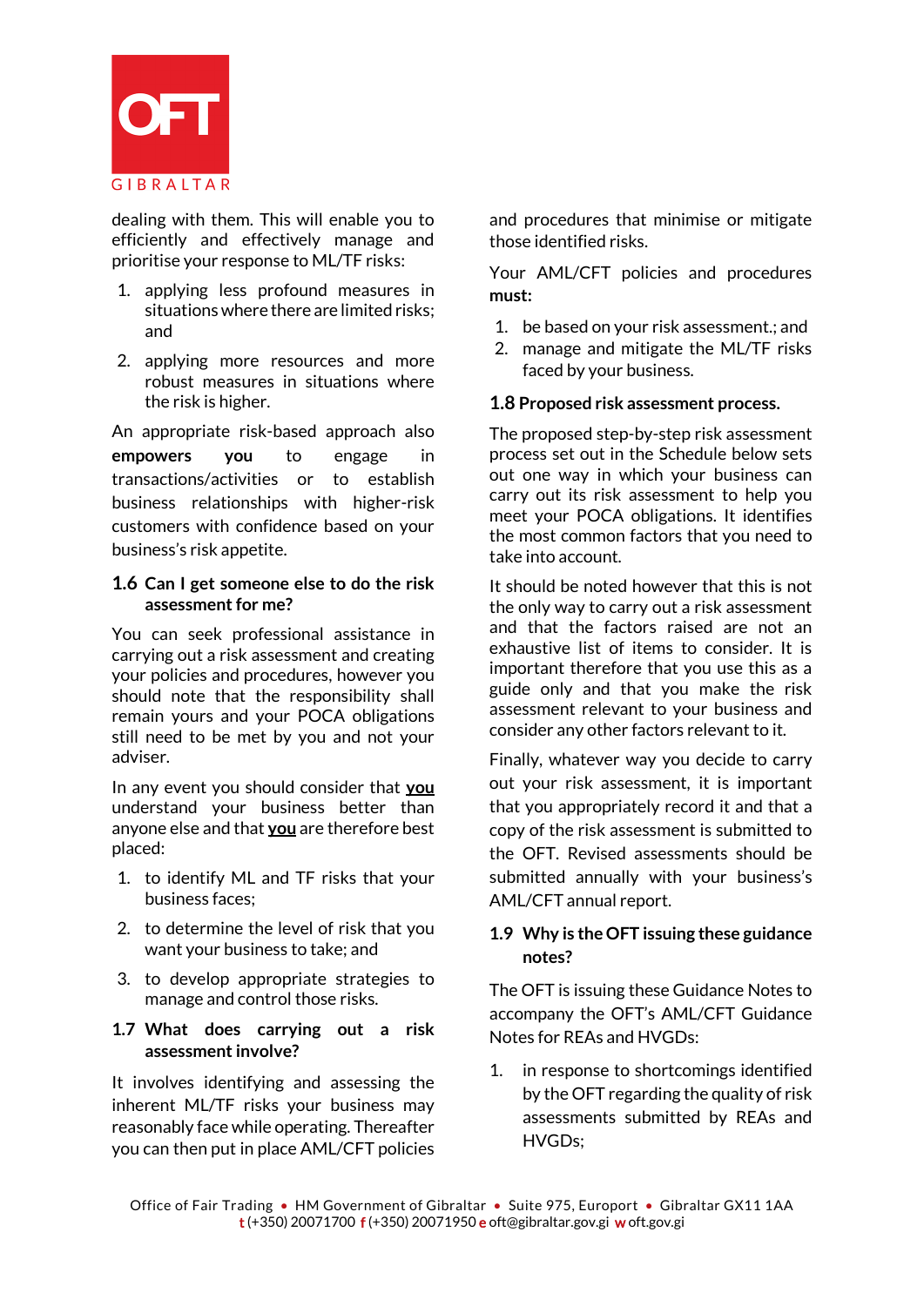dealing with them. This will enable you to efficiently and effectively manage and prioritise your response to ML/TF risks:

1. applying less profound measures in situations where there are limited risks; and
2. applying more resources and more robust measures in situations where the risk is higher.

An appropriate risk-based approach also **empowers you** to engage in transactions/activities or to establish business relationships with higher-risk customers with confidence based on your business's risk appetite.

## 1.6 Can I get someone else to do the risk assessment for me?

You can seek professional assistance in carrying out a risk assessment and creating your policies and procedures, however you should note that the responsibility shall remain yours and your POCA obligations still need to be met by you and not your adviser.

In any event you should consider that **you** understand your business better than anyone else and that **you** are therefore best placed:

1. to identify ML and TF risks that your business faces;
2. to determine the level of risk that you want your business to take; and
3. to develop appropriate strategies to manage and control those risks.

## 1.7 What does carrying out a risk assessment involve?

It involves identifying and assessing the inherent ML/TF risks your business may reasonably face while operating. Thereafter you can then put in place AML/CFT policies and procedures that minimise or mitigate those identified risks.

Your AML/CFT policies and procedures **must:**

1. be based on your risk assessment.; and
2. manage and mitigate the ML/TF risks faced by your business.

## 1.8 Proposed risk assessment process.

The proposed step-by-step risk assessment process set out in the Schedule below sets out one way in which your business can carry out its risk assessment to help you meet your POCA obligations. It identifies the most common factors that you need to take into account.

It should be noted however that this is not the only way to carry out a risk assessment and that the factors raised are not an exhaustive list of items to consider. It is important therefore that you use this as a guide only and that you make the risk assessment relevant to your business and consider any other factors relevant to it.

Finally, whatever way you decide to carry out your risk assessment, it is important that you appropriately record it and that a copy of the risk assessment is submitted to the OFT. Revised assessments should be submitted annually with your business's AML/CFT annual report.

## 1.9 Why is the OFT issuing these guidance notes?

The OFT is issuing these Guidance Notes to accompany the OFT's AML/CFT Guidance Notes for REAs and HVGDs:

1. in response to shortcomings identified by the OFT regarding the quality of risk assessments submitted by REAs and HVGDs;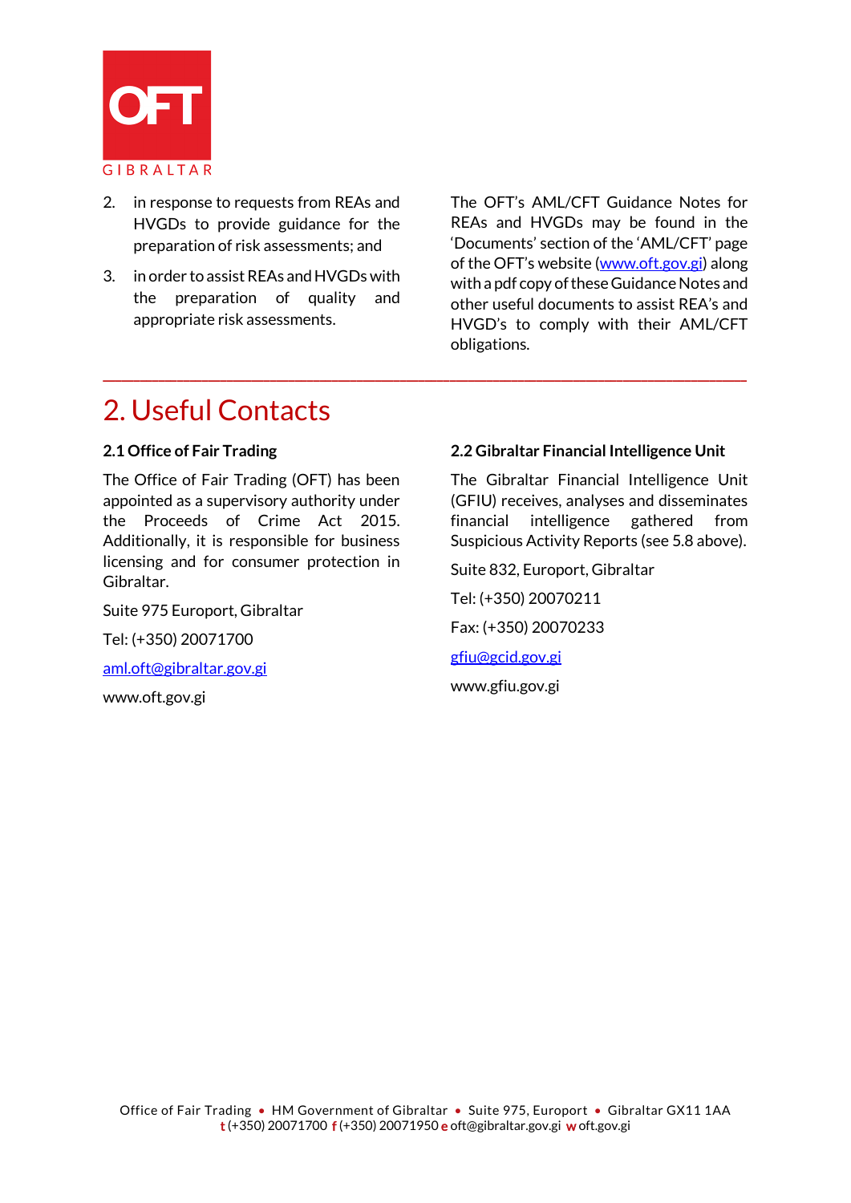2. in response to requests from REAs and HVGDs to provide guidance for the preparation of risk assessments; and

3. in order to assist REAs and HVGDs with the preparation of quality and appropriate risk assessments.

The OFT's AML/CFT Guidance Notes for REAs and HVGDs may be found in the 'Documents' section of the 'AML/CFT' page of the OFT's website ([www.oft.gov.gi](www.oft.gov.gi)) along with a pdf copy of these Guidance Notes and other useful documents to assist REA's and HVGD's to comply with their AML/CFT obligations.

---

# 2. Useful Contacts

### 2.1 Office of Fair Trading

The Office of Fair Trading (OFT) has been appointed as a supervisory authority under the Proceeds of Crime Act 2015. Additionally, it is responsible for business licensing and for consumer protection in Gibraltar.

Suite 975 Europort, Gibraltar

Tel: (+350) 20071700

[aml.oft@gibraltar.gov.gi](mailto:aml.oft@gibraltar.gov.gi)

www.oft.gov.gi

### 2.2 Gibraltar Financial Intelligence Unit

The Gibraltar Financial Intelligence Unit (GFIU) receives, analyses and disseminates financial intelligence gathered from Suspicious Activity Reports (see 5.8 above).

Suite 832, Europort, Gibraltar

Tel: (+350) 20070211

Fax: (+350) 20070233

[gfiu@gcid.gov.gi](mailto:gfiu@gcid.gov.gi)

www.gfiu.gov.gi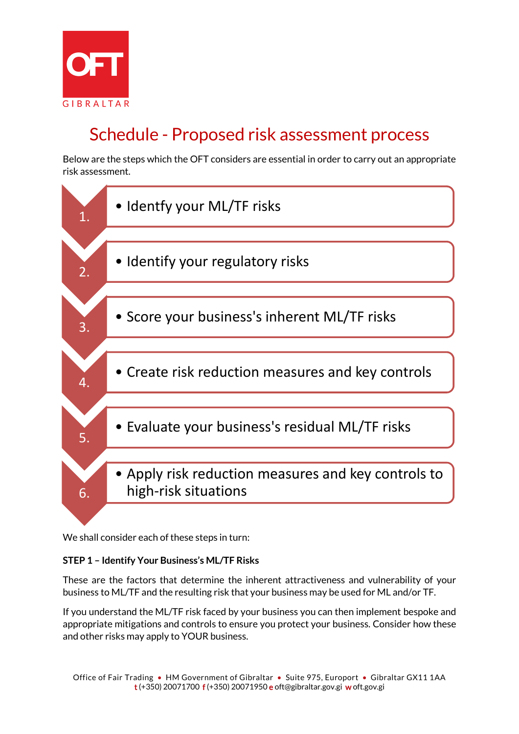# Schedule - Proposed risk assessment process

Below are the steps which the OFT considers are essential in order to carry out an appropriate risk assessment.

1. Identfy your ML/TF risks
2. Identify your regulatory risks
3. Score your business's inherent ML/TF risks
4. Create risk reduction measures and key controls
5. Evaluate your business's residual ML/TF risks
6. Apply risk reduction measures and key controls to high-risk situations

We shall consider each of these steps in turn:

**STEP 1 – Identify Your Business's ML/TF Risks**

These are the factors that determine the inherent attractiveness and vulnerability of your business to ML/TF and the resulting risk that your business may be used for ML and/or TF.

If you understand the ML/TF risk faced by your business you can then implement bespoke and appropriate mitigations and controls to ensure you protect your business. Consider how these and other risks may apply to YOUR business.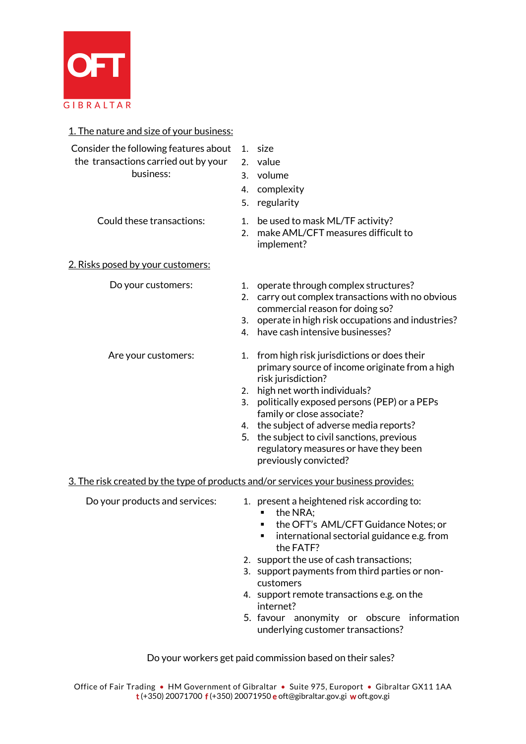OFT
GIBRALTAR

1. The nature and size of your business:

Consider the following features about the transactions carried out by your business:

1. size
2. value
3. volume
4. complexity
5. regularity

Could these transactions:

1. be used to mask ML/TF activity?
2. make AML/CFT measures difficult to implement?

2. Risks posed by your customers:

Do your customers:

1. operate through complex structures?
2. carry out complex transactions with no obvious commercial reason for doing so?
3. operate in high risk occupations and industries?
4. have cash intensive businesses?

Are your customers:

1. from high risk jurisdictions or does their primary source of income originate from a high risk jurisdiction?
2. high net worth individuals?
3. politically exposed persons (PEP) or a PEPs family or close associate?
4. the subject of adverse media reports?
5. the subject to civil sanctions, previous regulatory measures or have they been previously convicted?

3. The risk created by the type of products and/or services your business provides:

Do your products and services:

1. present a heightened risk according to:
   - the NRA;
   - the OFT's AML/CFT Guidance Notes; or
   - international sectorial guidance e.g. from the FATF?
2. support the use of cash transactions;
3. support payments from third parties or non-customers
4. support remote transactions e.g. on the internet?
5. favour anonymity or obscure information underlying customer transactions?

Do your workers get paid commission based on their sales?

Office of Fair Trading • HM Government of Gibraltar • Suite 975, Europort • Gibraltar GX11 1AA
t (+350) 20071700 f (+350) 20071950 e oft@gibraltar.gov.gi w oft.gov.gi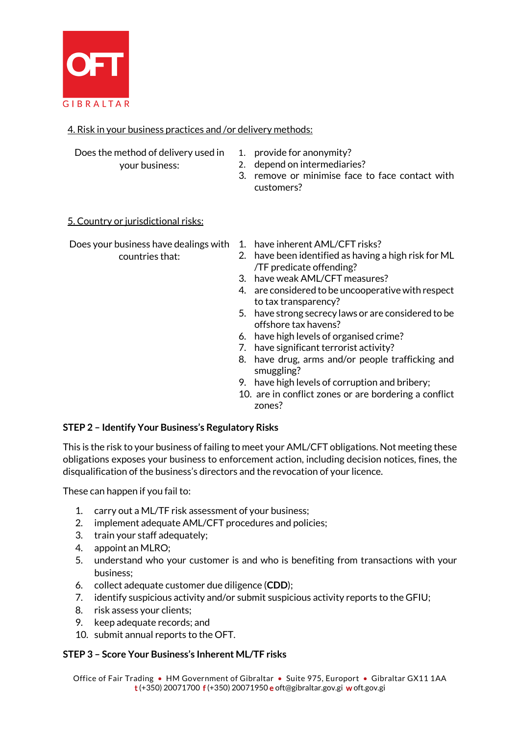4. Risk in your business practices and /or delivery methods:

Does the method of delivery used in your business:

1. provide for anonymity?
2. depend on intermediaries?
3. remove or minimise face to face contact with customers?

5. Country or jurisdictional risks:

Does your business have dealings with countries that:

1. have inherent AML/CFT risks?
2. have been identified as having a high risk for ML /TF predicate offending?
3. have weak AML/CFT measures?
4. are considered to be uncooperative with respect to tax transparency?
5. have strong secrecy laws or are considered to be offshore tax havens?
6. have high levels of organised crime?
7. have significant terrorist activity?
8. have drug, arms and/or people trafficking and smuggling?
9. have high levels of corruption and bribery;
10. are in conflict zones or are bordering a conflict zones?

**STEP 2 – Identify Your Business's Regulatory Risks**

This is the risk to your business of failing to meet your AML/CFT obligations. Not meeting these obligations exposes your business to enforcement action, including decision notices, fines, the disqualification of the business's directors and the revocation of your licence.

These can happen if you fail to:

1. carry out a ML/TF risk assessment of your business;
2. implement adequate AML/CFT procedures and policies;
3. train your staff adequately;
4. appoint an MLRO;
5. understand who your customer is and who is benefiting from transactions with your business;
6. collect adequate customer due diligence (**CDD**);
7. identify suspicious activity and/or submit suspicious activity reports to the GFIU;
8. risk assess your clients;
9. keep adequate records; and
10. submit annual reports to the OFT.

**STEP 3 – Score Your Business's Inherent ML/TF risks**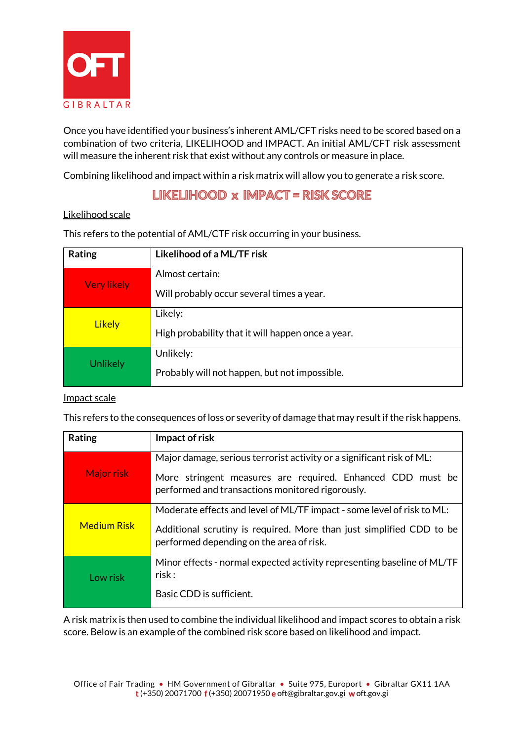Once you have identified your business's inherent AML/CFT risks need to be scored based on a combination of two criteria, LIKELIHOOD and IMPACT. An initial AML/CFT risk assessment will measure the inherent risk that exist without any controls or measure in place.

Combining likelihood and impact within a risk matrix will allow you to generate a risk score.

**LIKELIHOOD x IMPACT = RISK SCORE**

Likelihood scale

This refers to the potential of AML/CTF risk occurring in your business.

| Rating | Likelihood of a ML/TF risk |
|---|---|
| Very likely | Almost certain:<br><br>Will probably occur several times a year. |
| Likely | Likely:<br><br>High probability that it will happen once a year. |
| Unlikely | Unlikely:<br><br>Probably will not happen, but not impossible. |

Impact scale

This refers to the consequences of loss or severity of damage that may result if the risk happens.

| Rating | Impact of risk |
|---|---|
| Major risk | Major damage, serious terrorist activity or a significant risk of ML:<br><br>More stringent measures are required. Enhanced CDD must be performed and transactions monitored rigorously. |
| Medium Risk | Moderate effects and level of ML/TF impact - some level of risk to ML:<br><br>Additional scrutiny is required. More than just simplified CDD to be performed depending on the area of risk. |
| Low risk | Minor effects - normal expected activity representing baseline of ML/TF risk :<br><br>Basic CDD is sufficient. |

A risk matrix is then used to combine the individual likelihood and impact scores to obtain a risk score. Below is an example of the combined risk score based on likelihood and impact.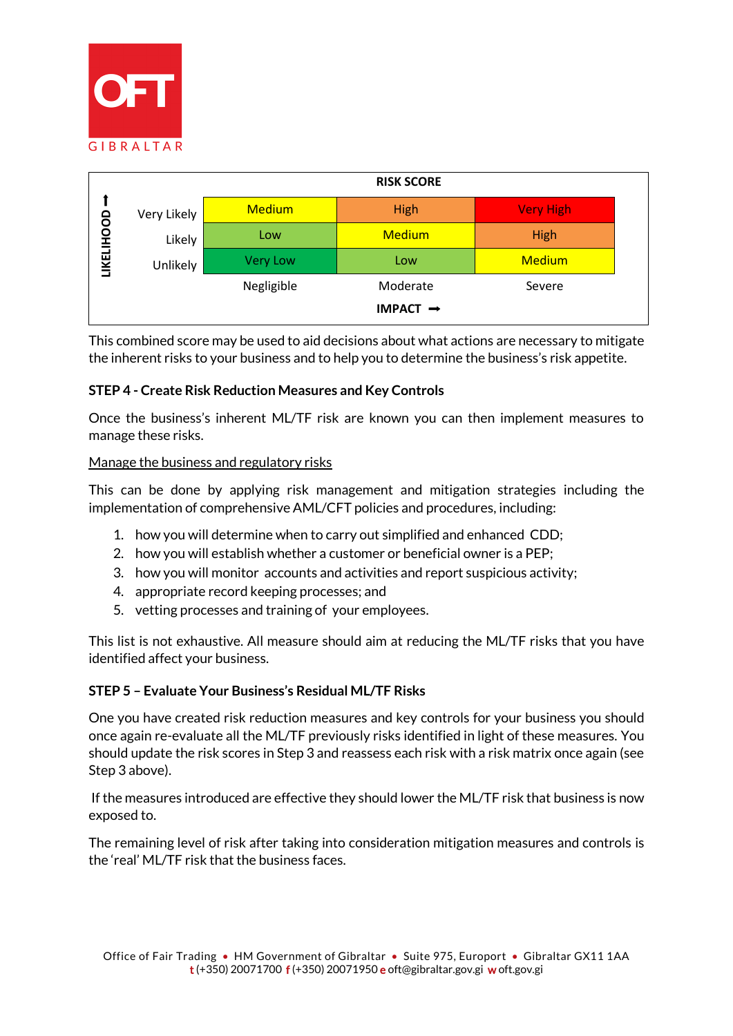| RISK SCORE | | | |
|---|---|---|---|
| **LIKELIHOOD** | | | |
| Very Likely | Medium | High | Very High |
| Likely | Low | Medium | High |
| Unlikely | Very Low | Low | Medium |
| | Negligible | Moderate | Severe |
| | | **IMPACT** | |

This combined score may be used to aid decisions about what actions are necessary to mitigate the inherent risks to your business and to help you to determine the business's risk appetite.

### STEP 4 - Create Risk Reduction Measures and Key Controls

Once the business's inherent ML/TF risk are known you can then implement measures to manage these risks.

Manage the business and regulatory risks

This can be done by applying risk management and mitigation strategies including the implementation of comprehensive AML/CFT policies and procedures, including:

1. how you will determine when to carry out simplified and enhanced CDD;
2. how you will establish whether a customer or beneficial owner is a PEP;
3. how you will monitor accounts and activities and report suspicious activity;
4. appropriate record keeping processes; and
5. vetting processes and training of your employees.

This list is not exhaustive. All measure should aim at reducing the ML/TF risks that you have identified affect your business.

### STEP 5 – Evaluate Your Business's Residual ML/TF Risks

One you have created risk reduction measures and key controls for your business you should once again re-evaluate all the ML/TF previously risks identified in light of these measures. You should update the risk scores in Step 3 and reassess each risk with a risk matrix once again (see Step 3 above).

If the measures introduced are effective they should lower the ML/TF risk that business is now exposed to.

The remaining level of risk after taking into consideration mitigation measures and controls is the 'real' ML/TF risk that the business faces.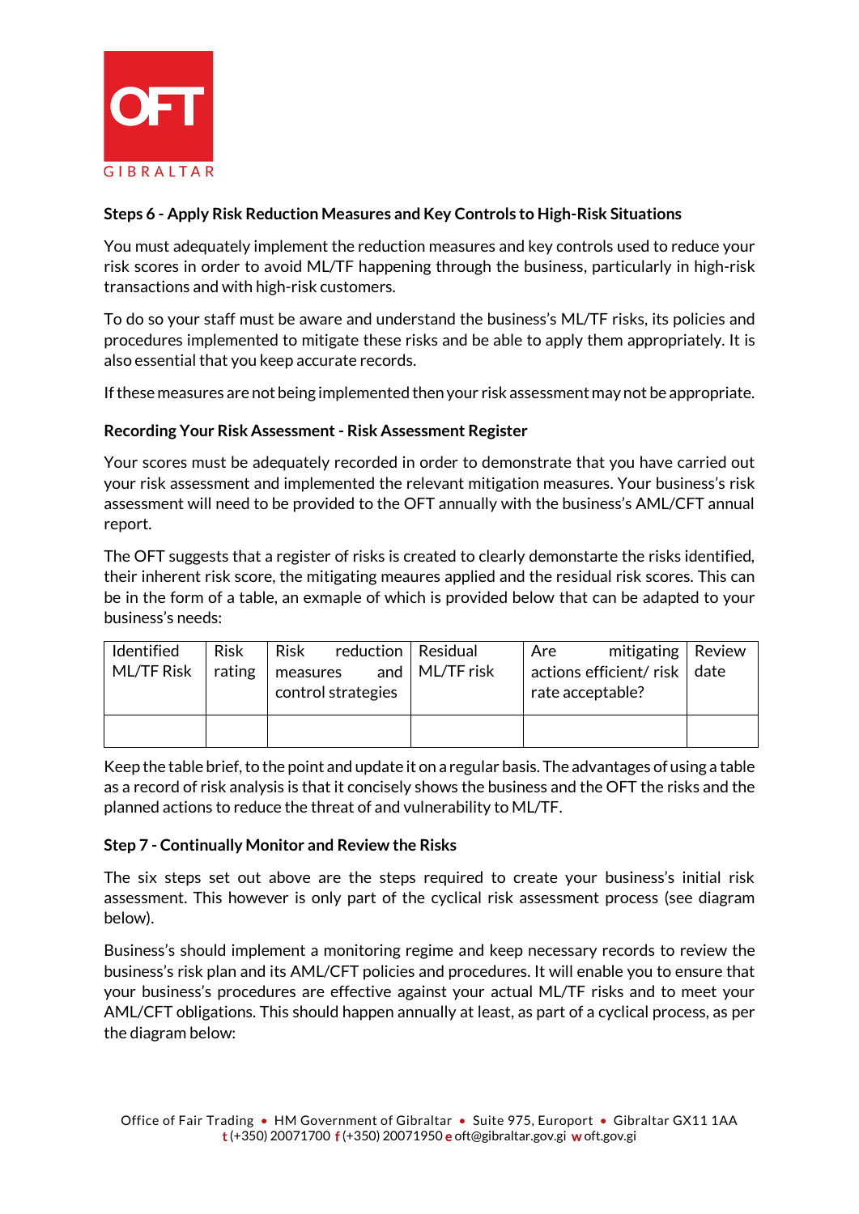### Steps 6 - Apply Risk Reduction Measures and Key Controls to High-Risk Situations

You must adequately implement the reduction measures and key controls used to reduce your risk scores in order to avoid ML/TF happening through the business, particularly in high-risk transactions and with high-risk customers.

To do so your staff must be aware and understand the business's ML/TF risks, its policies and procedures implemented to mitigate these risks and be able to apply them appropriately. It is also essential that you keep accurate records.

If these measures are not being implemented then your risk assessment may not be appropriate.

### Recording Your Risk Assessment - Risk Assessment Register

Your scores must be adequately recorded in order to demonstrate that you have carried out your risk assessment and implemented the relevant mitigation measures. Your business's risk assessment will need to be provided to the OFT annually with the business's AML/CFT annual report.

The OFT suggests that a register of risks is created to clearly demonstarte the risks identified, their inherent risk score, the mitigating meaures applied and the residual risk scores. This can be in the form of a table, an exmaple of which is provided below that can be adapted to your business's needs:

| Identified ML/TF Risk | Risk rating | Risk reduction measures and control strategies | Residual ML/TF risk | Are mitigating actions efficient/ risk rate acceptable? | Review date |
|---|---|---|---|---|---|
| | | | | | |

Keep the table brief, to the point and update it on a regular basis. The advantages of using a table as a record of risk analysis is that it concisely shows the business and the OFT the risks and the planned actions to reduce the threat of and vulnerability to ML/TF.

### Step 7 - Continually Monitor and Review the Risks

The six steps set out above are the steps required to create your business's initial risk assessment. This however is only part of the cyclical risk assessment process (see diagram below).

Business's should implement a monitoring regime and keep necessary records to review the business's risk plan and its AML/CFT policies and procedures. It will enable you to ensure that your business's procedures are effective against your actual ML/TF risks and to meet your AML/CFT obligations. This should happen annually at least, as part of a cyclical process, as per the diagram below: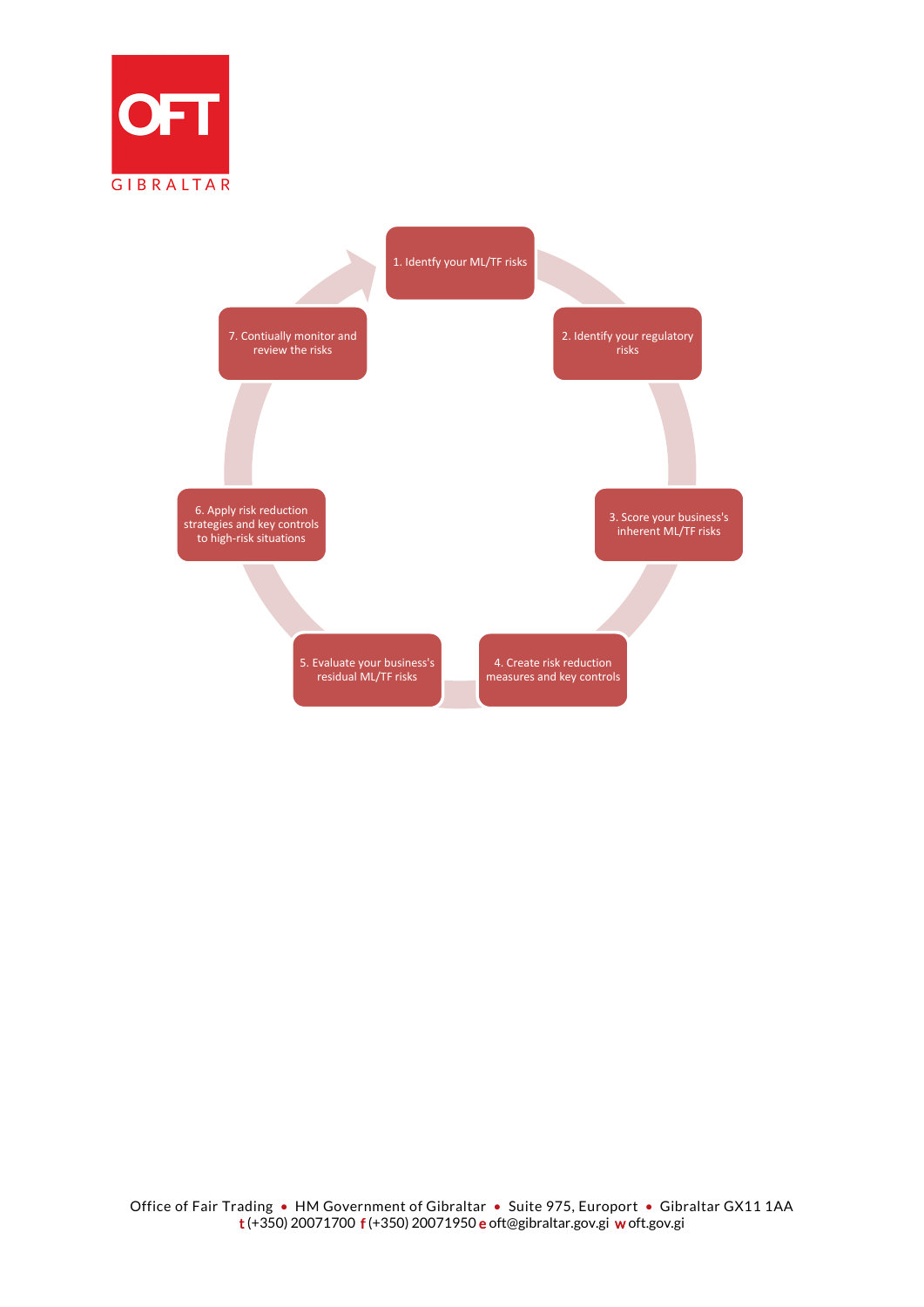1. Identfy your ML/TF risks

2. Identify your regulatory risks

3. Score your business's inherent ML/TF risks

4. Create risk reduction measures and key controls

5. Evaluate your business's residual ML/TF risks

6. Apply risk reduction strategies and key controls to high-risk situations

7. Contiually monitor and review the risks